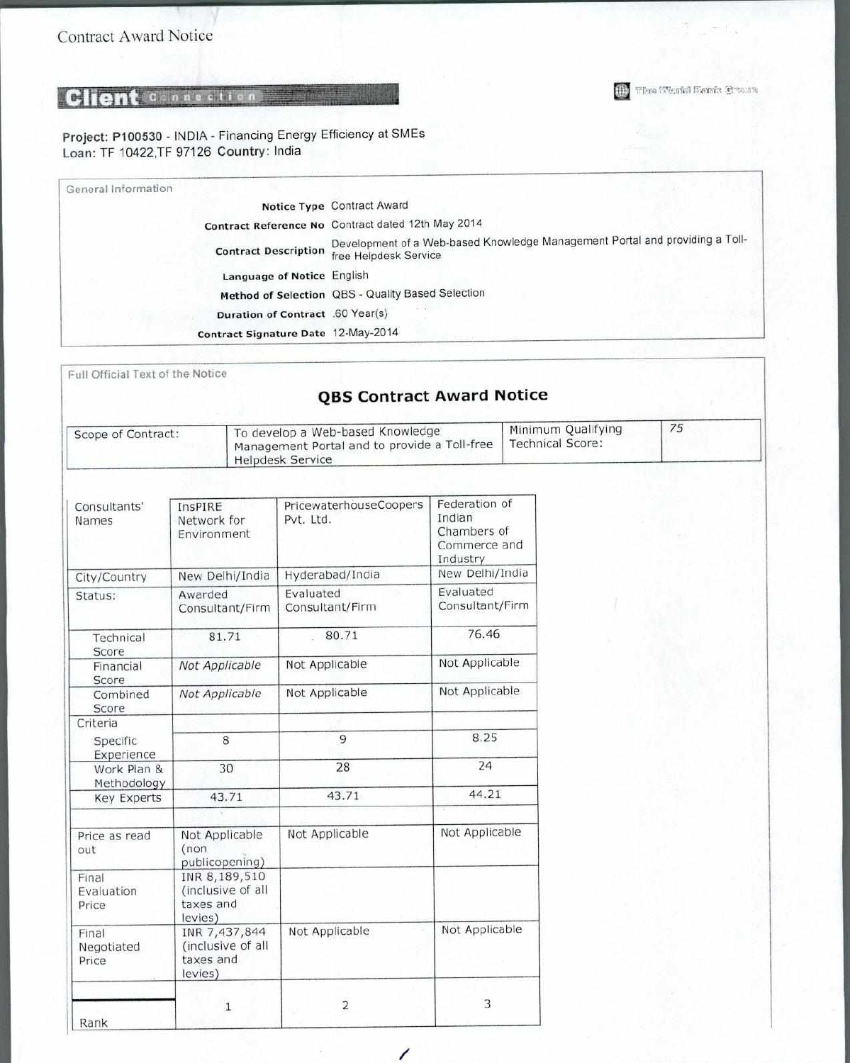Contract Award Notice

**Client Connection**

The World Bank Group

**Project: P100530** - INDIA - Financing Energy Efficiency at SMEs
Loan: TF 10422,TF 97126 **Country**: India

General Information

| | |
|---|---|
| **Notice Type** | Contract Award |
| **Contract Reference No** | Contract dated 12th May 2014 |
| **Contract Description** | Development of a Web-based Knowledge Management Portal and providing a Toll-free Helpdesk Service |
| **Language of Notice** | English |
| **Method of Selection** | QBS - Quality Based Selection |
| **Duration of Contract** | .60 Year(s) |
| **Contract Signature Date** | 12-May-2014 |

Full Official Text of the Notice

## QBS Contract Award Notice

| Scope of Contract: | To develop a Web-based Knowledge Management Portal and to provide a Toll-free Helpdesk Service | Minimum Qualifying Technical Score: | 75 |
|---|---|---|---|

| Consultants' Names | InsPIRE Network for Environment | PricewaterhouseCoopers Pvt. Ltd. | Federation of Indian Chambers of Commerce and Industry |
|---|---|---|---|
| City/Country | New Delhi/India | Hyderabad/India | New Delhi/India |
| Status: | Awarded Consultant/Firm | Evaluated Consultant/Firm | Evaluated Consultant/Firm |
| Technical Score | 81.71 | 80.71 | 76.46 |
| Financial Score | *Not Applicable* | Not Applicable | Not Applicable |
| Combined Score | *Not Applicable* | Not Applicable | Not Applicable |
| Criteria | | | |
| Specific Experience | 8 | 9 | 8.25 |
| Work Plan & Methodology | 30 | 28 | 24 |
| Key Experts | 43.71 | 43.71 | 44.21 |
| | | | |
| Price as read out | Not Applicable (non publicopening) | Not Applicable | Not Applicable |
| Final Evaluation Price | INR 8,189,510 (inclusive of all taxes and levies) | | |
| Final Negotiated Price | INR 7,437,844 (inclusive of all taxes and levies) | Not Applicable | Not Applicable |
| | | | |
| Rank | 1 | 2 | 3 |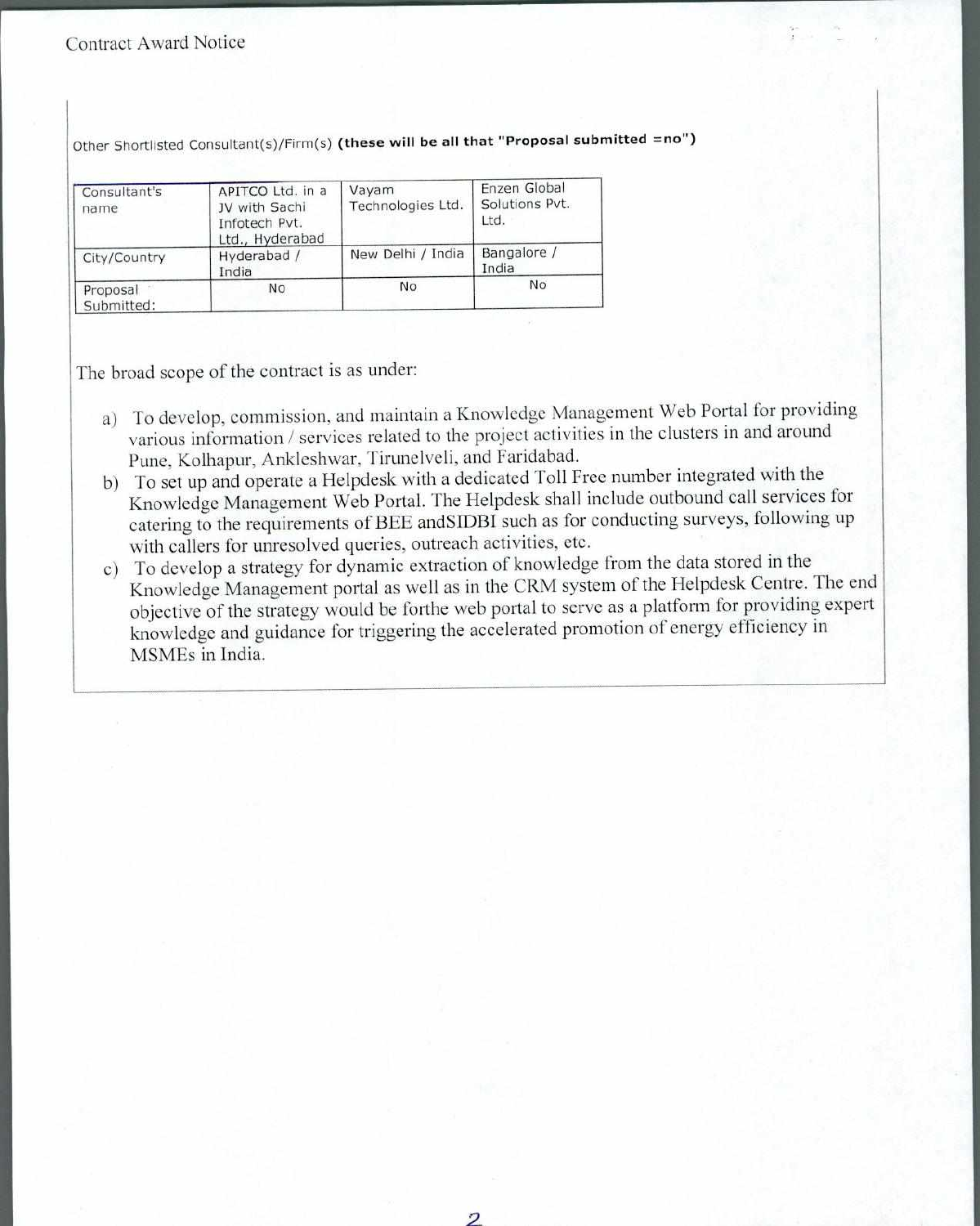Other Shortlisted Consultant(s)/Firm(s) **(these will be all that "Proposal submitted =no")**

| Consultant's name | APITCO Ltd. in a JV with Sachi Infotech Pvt. Ltd., Hyderabad | Vayam Technologies Ltd. | Enzen Global Solutions Pvt. Ltd. |
|---|---|---|---|
| City/Country | Hyderabad / India | New Delhi / India | Bangalore / India |
| Proposal Submitted: | No | No | No |

The broad scope of the contract is as under:

a) To develop, commission, and maintain a Knowledge Management Web Portal for providing various information / services related to the project activities in the clusters in and around Pune, Kolhapur, Ankleshwar, Tirunelveli, and Faridabad.

b) To set up and operate a Helpdesk with a dedicated Toll Free number integrated with the Knowledge Management Web Portal. The Helpdesk shall include outbound call services for catering to the requirements of BEE andSIDBI such as for conducting surveys, following up with callers for unresolved queries, outreach activities, etc.

c) To develop a strategy for dynamic extraction of knowledge from the data stored in the Knowledge Management portal as well as in the CRM system of the Helpdesk Centre. The end objective of the strategy would be forthe web portal to serve as a platform for providing expert knowledge and guidance for triggering the accelerated promotion of energy efficiency in MSMEs in India.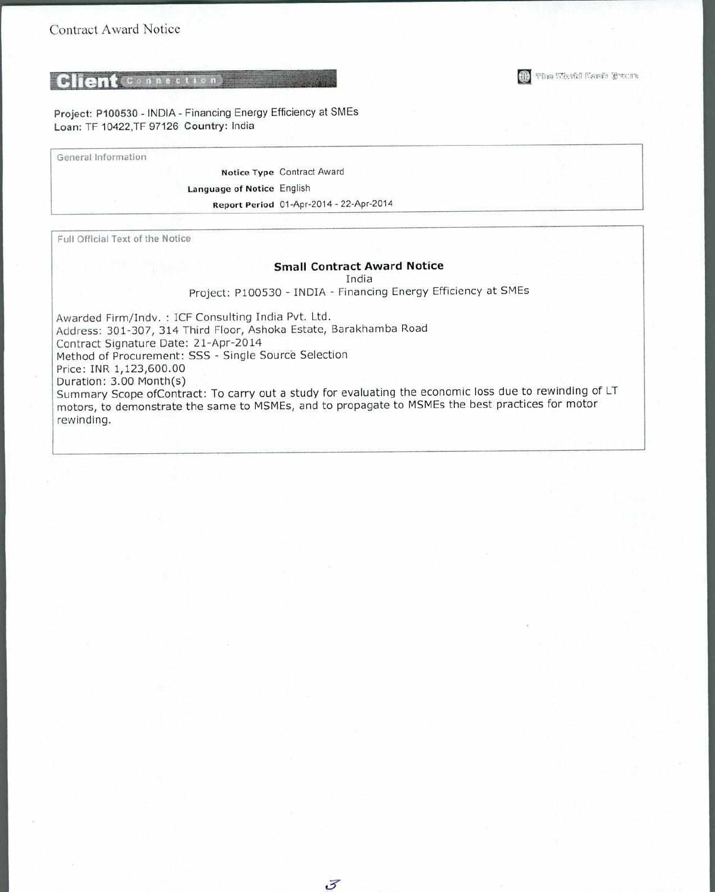Contract Award Notice

**Client Connection**

The World Bank Group

**Project:** P100530 - INDIA - Financing Energy Efficiency at SMEs
**Loan:** TF 10422,TF 97126 **Country:** India

General Information

| | |
|---|---|
| **Notice Type** | Contract Award |
| **Language of Notice** | English |
| **Report Period** | 01-Apr-2014 - 22-Apr-2014 |

Full Official Text of the Notice

## Small Contract Award Notice

India

Project: P100530 - INDIA - Financing Energy Efficiency at SMEs

Awarded Firm/Indv. : ICF Consulting India Pvt. Ltd.
Address: 301-307, 314 Third Floor, Ashoka Estate, Barakhamba Road
Contract Signature Date: 21-Apr-2014
Method of Procurement: SSS - Single Source Selection
Price: INR 1,123,600.00
Duration: 3.00 Month(s)
Summary Scope ofContract: To carry out a study for evaluating the economic loss due to rewinding of LT motors, to demonstrate the same to MSMEs, and to propagate to MSMEs the best practices for motor rewinding.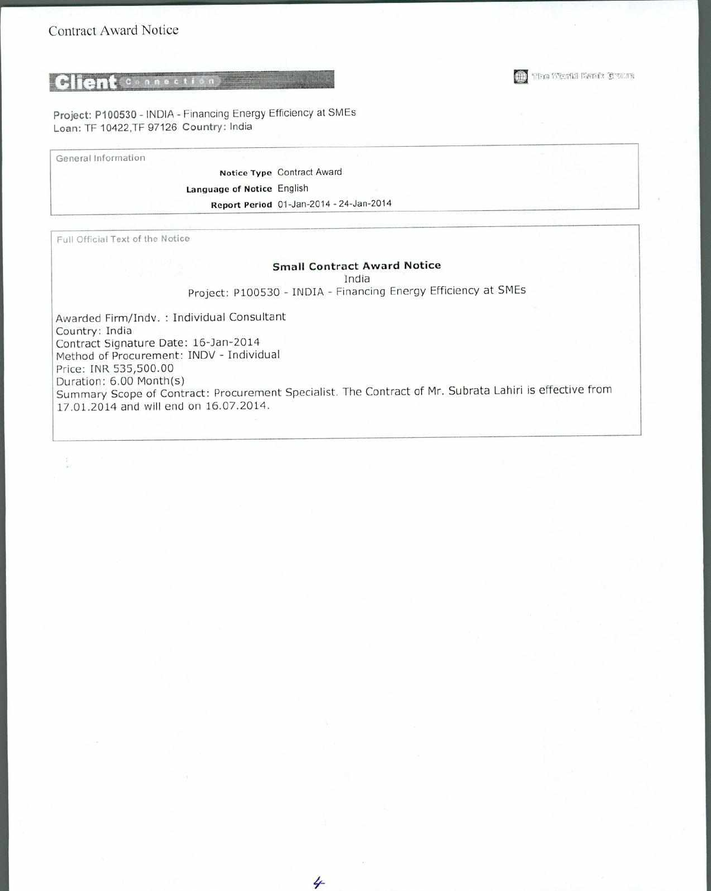# Contract Award Notice

**Client Connection** — The World Bank Group

**Project:** P100530 - INDIA - Financing Energy Efficiency at SMEs
**Loan:** TF 10422,TF 97126 **Country:** India

## General Information

**Notice Type** Contract Award
**Language of Notice** English
**Report Period** 01-Jan-2014 - 24-Jan-2014

## Full Official Text of the Notice

**Small Contract Award Notice**
India
Project: P100530 - INDIA - Financing Energy Efficiency at SMEs

Awarded Firm/Indv. : Individual Consultant
Country: India
Contract Signature Date: 16-Jan-2014
Method of Procurement: INDV - Individual
Price: INR 535,500.00
Duration: 6.00 Month(s)
Summary Scope of Contract: Procurement Specialist. The Contract of Mr. Subrata Lahiri is effective from 17.01.2014 and will end on 16.07.2014.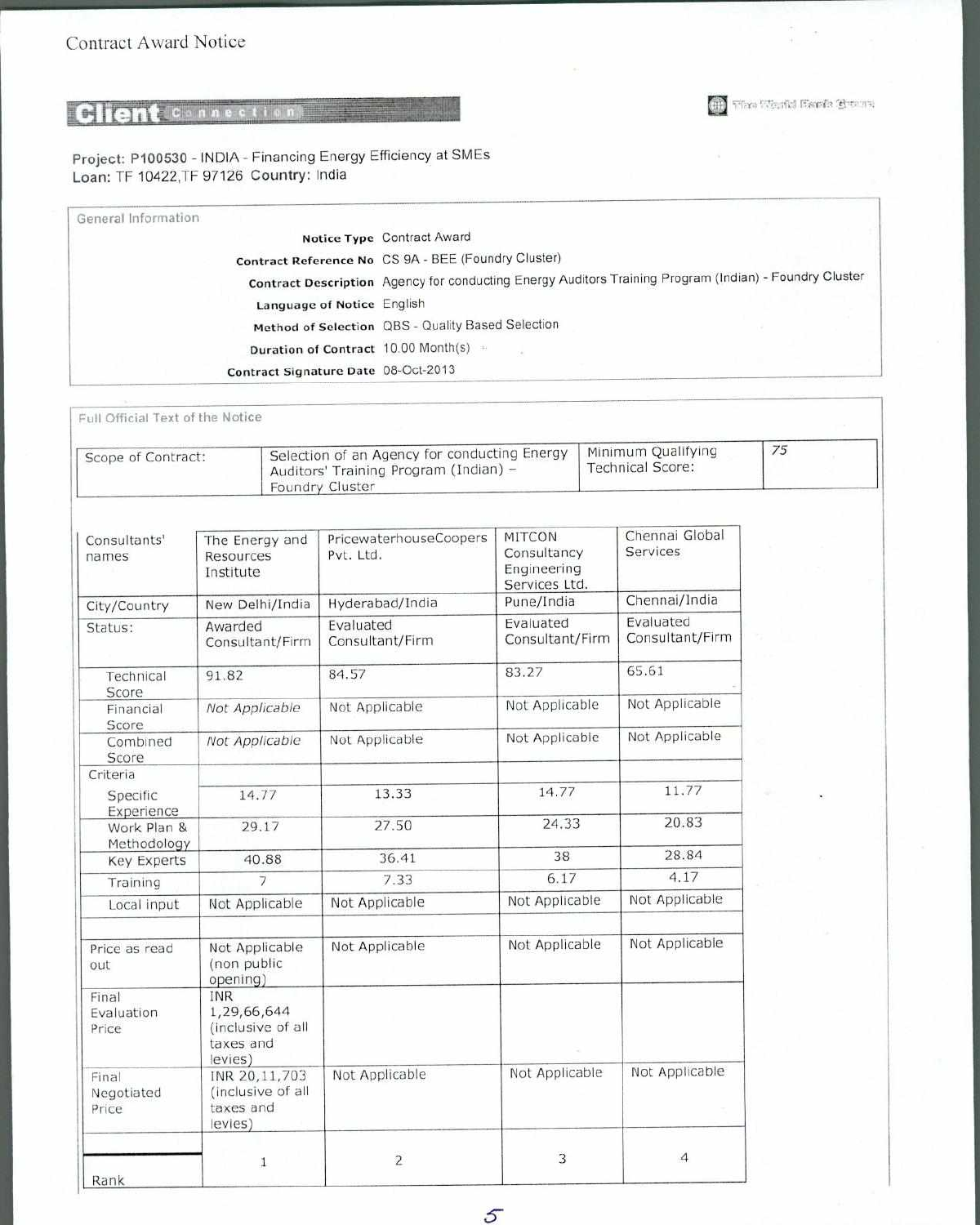Contract Award Notice

**Client Connection**

The World Bank Group

**Project:** P100530 - INDIA - Financing Energy Efficiency at SMEs
**Loan:** TF 10422,TF 97126 **Country:** India

## General Information

| | |
|---|---|
| **Notice Type** | Contract Award |
| **Contract Reference No** | CS 9A - BEE (Foundry Cluster) |
| **Contract Description** | Agency for conducting Energy Auditors Training Program (Indian) - Foundry Cluster |
| **Language of Notice** | English |
| **Method of Selection** | QBS - Quality Based Selection |
| **Duration of Contract** | 10.00 Month(s) |
| **Contract Signature Date** | 08-Oct-2013 |

## Full Official Text of the Notice

| Scope of Contract: | Selection of an Agency for conducting Energy Auditors' Training Program (Indian) – Foundry Cluster | Minimum Qualifying Technical Score: | 75 |
|---|---|---|---|

| Consultants' names | The Energy and Resources Institute | PricewaterhouseCoopers Pvt. Ltd. | MITCON Consultancy Engineering Services Ltd. | Chennai Global Services |
|---|---|---|---|---|
| City/Country | New Delhi/India | Hyderabad/India | Pune/India | Chennai/India |
| Status: | Awarded Consultant/Firm | Evaluated Consultant/Firm | Evaluated Consultant/Firm | Evaluated Consultant/Firm |
| Technical Score | 91.82 | 84.57 | 83.27 | 65.61 |
| Financial Score | *Not Applicable* | Not Applicable | Not Applicable | Not Applicable |
| Combined Score | *Not Applicable* | Not Applicable | Not Applicable | Not Applicable |
| Criteria | | | | |
| Specific Experience | 14.77 | 13.33 | 14.77 | 11.77 |
| Work Plan & Methodology | 29.17 | 27.50 | 24.33 | 20.83 |
| Key Experts | 40.88 | 36.41 | 38 | 28.84 |
| Training | 7 | 7.33 | 6.17 | 4.17 |
| Local input | Not Applicable | Not Applicable | Not Applicable | Not Applicable |
| | | | | |
| Price as read out | Not Applicable (non public opening) | Not Applicable | Not Applicable | Not Applicable |
| Final Evaluation Price | INR 1,29,66,644 (inclusive of all taxes and levies) | | | |
| Final Negotiated Price | INR 20,11,703 (inclusive of all taxes and levies) | Not Applicable | Not Applicable | Not Applicable |
| Rank | 1 | 2 | 3 | 4 |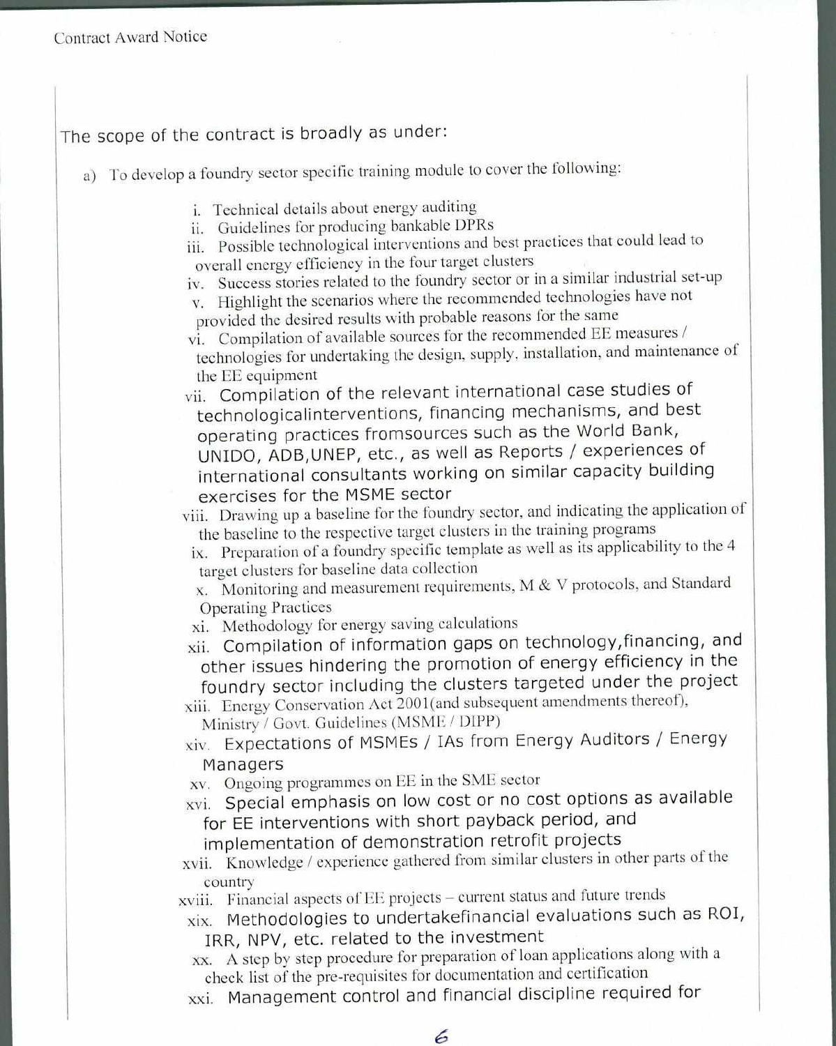The scope of the contract is broadly as under:

a) To develop a foundry sector specific training module to cover the following:

   i. Technical details about energy auditing
   ii. Guidelines for producing bankable DPRs
   iii. Possible technological interventions and best practices that could lead to overall energy efficiency in the four target clusters
   iv. Success stories related to the foundry sector or in a similar industrial set-up
   v. Highlight the scenarios where the recommended technologies have not provided the desired results with probable reasons for the same
   vi. Compilation of available sources for the recommended EE measures / technologies for undertaking the design, supply, installation, and maintenance of the EE equipment
   vii. Compilation of the relevant international case studies of technologicalinterventions, financing mechanisms, and best operating practices fromsources such as the World Bank, UNIDO, ADB,UNEP, etc., as well as Reports / experiences of international consultants working on similar capacity building exercises for the MSME sector
   viii. Drawing up a baseline for the foundry sector, and indicating the application of the baseline to the respective target clusters in the training programs
   ix. Preparation of a foundry specific template as well as its applicability to the 4 target clusters for baseline data collection
   x. Monitoring and measurement requirements, M & V protocols, and Standard Operating Practices
   xi. Methodology for energy saving calculations
   xii. Compilation of information gaps on technology,financing, and other issues hindering the promotion of energy efficiency in the foundry sector including the clusters targeted under the project
   xiii. Energy Conservation Act 2001(and subsequent amendments thereof), Ministry / Govt. Guidelines (MSME / DIPP)
   xiv. Expectations of MSMEs / IAs from Energy Auditors / Energy Managers
   xv. Ongoing programmes on EE in the SME sector
   xvi. Special emphasis on low cost or no cost options as available for EE interventions with short payback period, and implementation of demonstration retrofit projects
   xvii. Knowledge / experience gathered from similar clusters in other parts of the country
   xviii. Financial aspects of EE projects – current status and future trends
   xix. Methodologies to undertakefinancial evaluations such as ROI, IRR, NPV, etc. related to the investment
   xx. A step by step procedure for preparation of loan applications along with a check list of the pre-requisites for documentation and certification
   xxi. Management control and financial discipline required for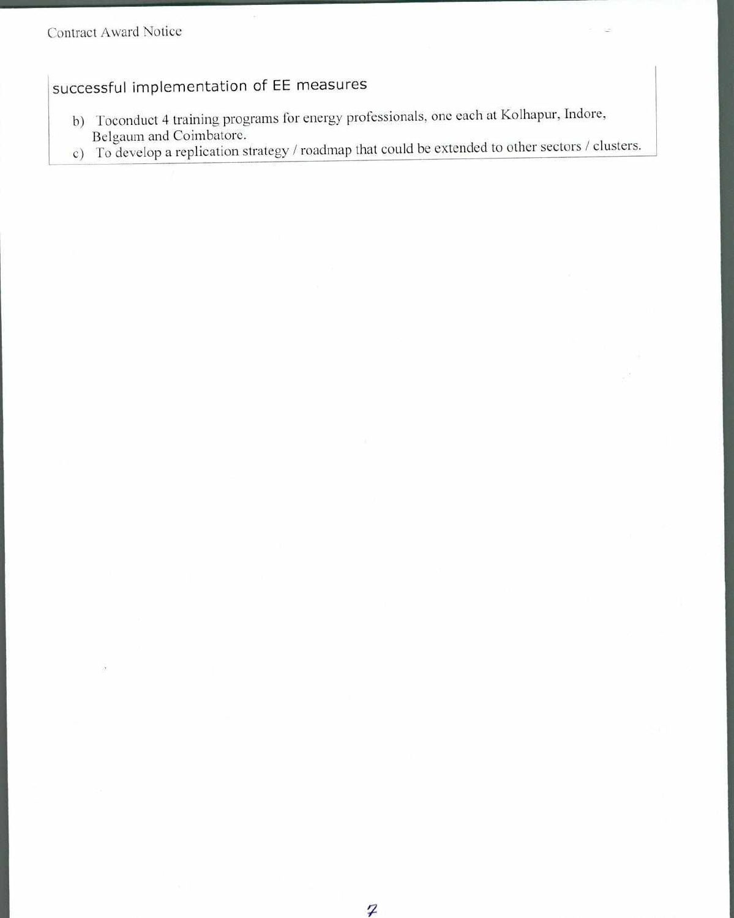successful implementation of EE measures

b) Toconduct 4 training programs for energy professionals, one each at Kolhapur, Indore, Belgaum and Coimbatore.
c) To develop a replication strategy / roadmap that could be extended to other sectors / clusters.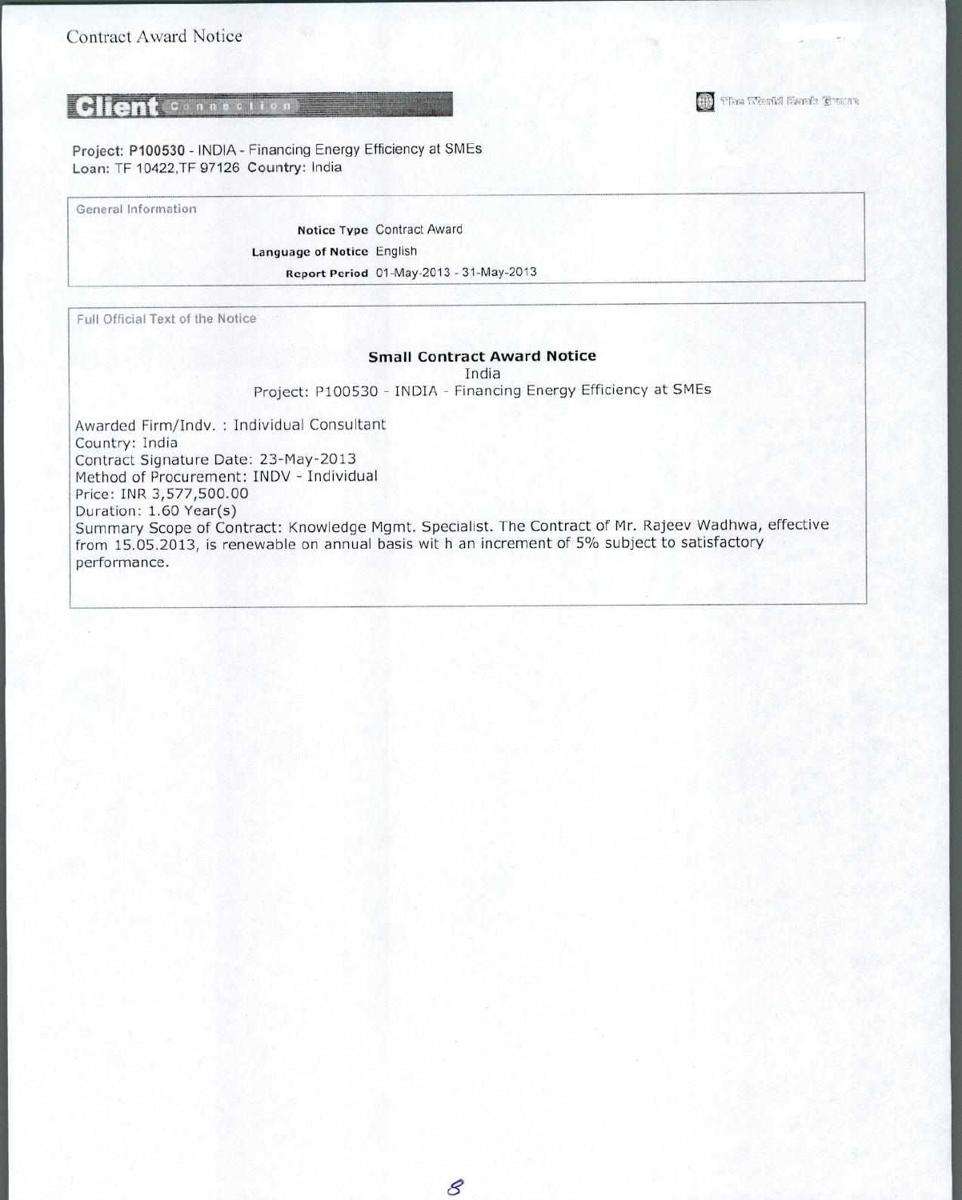Contract Award Notice

**Client** Connection

The World Bank Group

**Project: P100530** - INDIA - Financing Energy Efficiency at SMEs
**Loan:** TF 10422,TF 97126 **Country:** India

General Information

**Notice Type** Contract Award
**Language of Notice** English
**Report Period** 01-May-2013 - 31-May-2013

Full Official Text of the Notice

## Small Contract Award Notice

India
Project: P100530 - INDIA - Financing Energy Efficiency at SMEs

Awarded Firm/Indv. : Individual Consultant
Country: India
Contract Signature Date: 23-May-2013
Method of Procurement: INDV - Individual
Price: INR 3,577,500.00
Duration: 1.60 Year(s)
Summary Scope of Contract: Knowledge Mgmt. Specialist. The Contract of Mr. Rajeev Wadhwa, effective from 15.05.2013, is renewable on annual basis wit h an increment of 5% subject to satisfactory performance.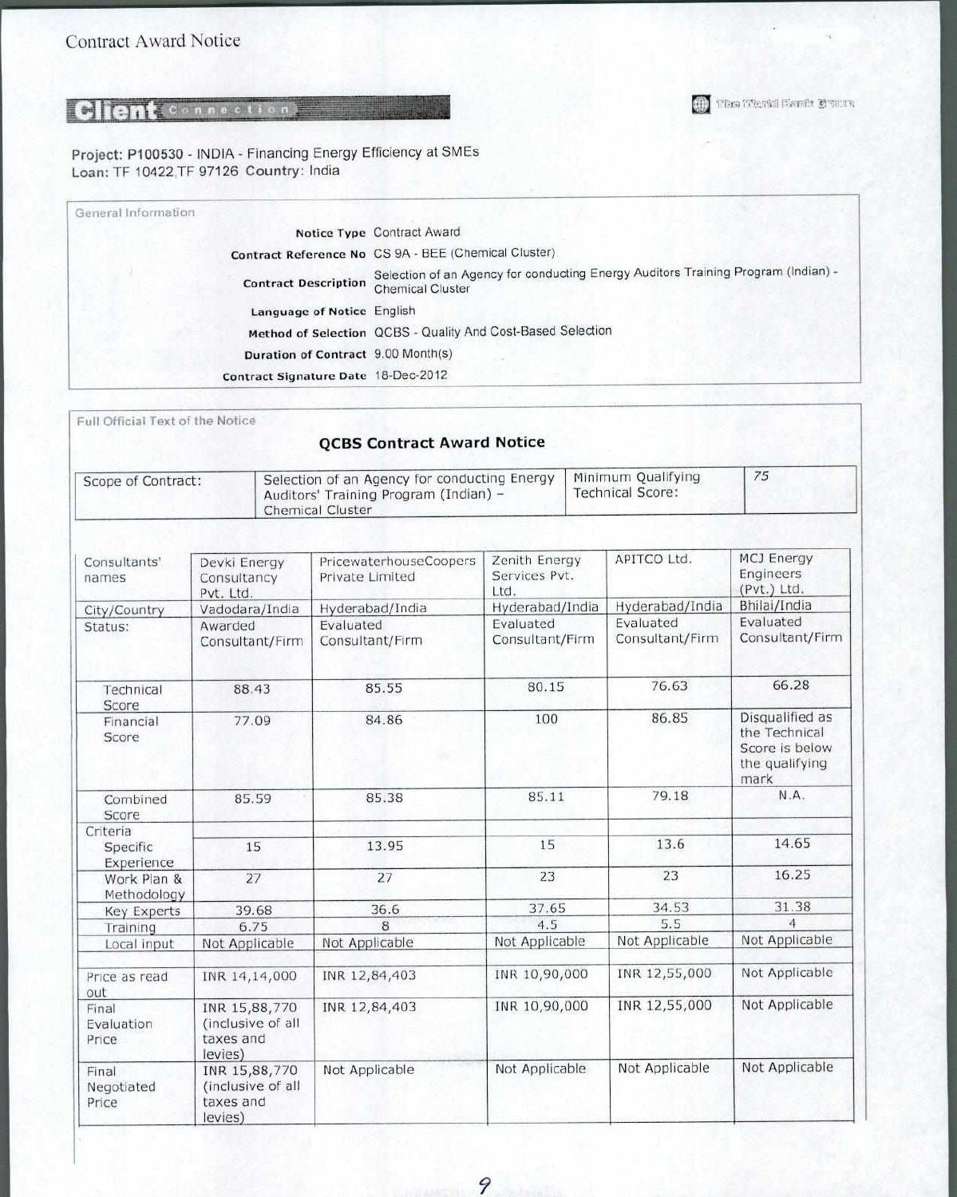Contract Award Notice

**Client** Connection

The World Bank Group

**Project: P100530 - INDIA - Financing Energy Efficiency at SMEs**
**Loan: TF 10422,TF 97126 Country: India**

General Information

| | |
|---|---|
| **Notice Type** | Contract Award |
| **Contract Reference No** | CS 9A - BEE (Chemical Cluster) |
| **Contract Description** | Selection of an Agency for conducting Energy Auditors Training Program (Indian) - Chemical Cluster |
| **Language of Notice** | English |
| **Method of Selection** | QCBS - Quality And Cost-Based Selection |
| **Duration of Contract** | 9.00 Month(s) |
| **Contract Signature Date** | 18-Dec-2012 |

Full Official Text of the Notice

## QCBS Contract Award Notice

| | | | |
|---|---|---|---|
| Scope of Contract: | Selection of an Agency for conducting Energy Auditors' Training Program (Indian) – Chemical Cluster | Minimum Qualifying Technical Score: | 75 |

| | | | | | |
|---|---|---|---|---|---|
| Consultants' names | Devki Energy Consultancy Pvt. Ltd. | PricewaterhouseCoopers Private Limited | Zenith Energy Services Pvt. Ltd. | APITCO Ltd. | MCJ Energy Engineers (Pvt.) Ltd. |
| City/Country | Vadodara/India | Hyderabad/India | Hyderabad/India | Hyderabad/India | Bhilai/India |
| Status: | Awarded Consultant/Firm | Evaluated Consultant/Firm | Evaluated Consultant/Firm | Evaluated Consultant/Firm | Evaluated Consultant/Firm |
| Technical Score | 88.43 | 85.55 | 80.15 | 76.63 | 66.28 |
| Financial Score | 77.09 | 84.86 | 100 | 86.85 | Disqualified as the Technical Score is below the qualifying mark |
| Combined Score | 85.59 | 85.38 | 85.11 | 79.18 | N.A. |
| Criteria | | | | | |
| Specific Experience | 15 | 13.95 | 15 | 13.6 | 14.65 |
| Work Plan & Methodology | 27 | 27 | 23 | 23 | 16.25 |
| Key Experts | 39.68 | 36.6 | 37.65 | 34.53 | 31.38 |
| Training | 6.75 | 8 | 4.5 | 5.5 | 4 |
| Local input | Not Applicable | Not Applicable | Not Applicable | Not Applicable | Not Applicable |
| | | | | | |
| Price as read out | INR 14,14,000 | INR 12,84,403 | INR 10,90,000 | INR 12,55,000 | Not Applicable |
| Final Evaluation Price | INR 15,88,770 (inclusive of all taxes and levies) | INR 12,84,403 | INR 10,90,000 | INR 12,55,000 | Not Applicable |
| Final Negotiated Price | INR 15,88,770 (inclusive of all taxes and levies) | Not Applicable | Not Applicable | Not Applicable | Not Applicable |